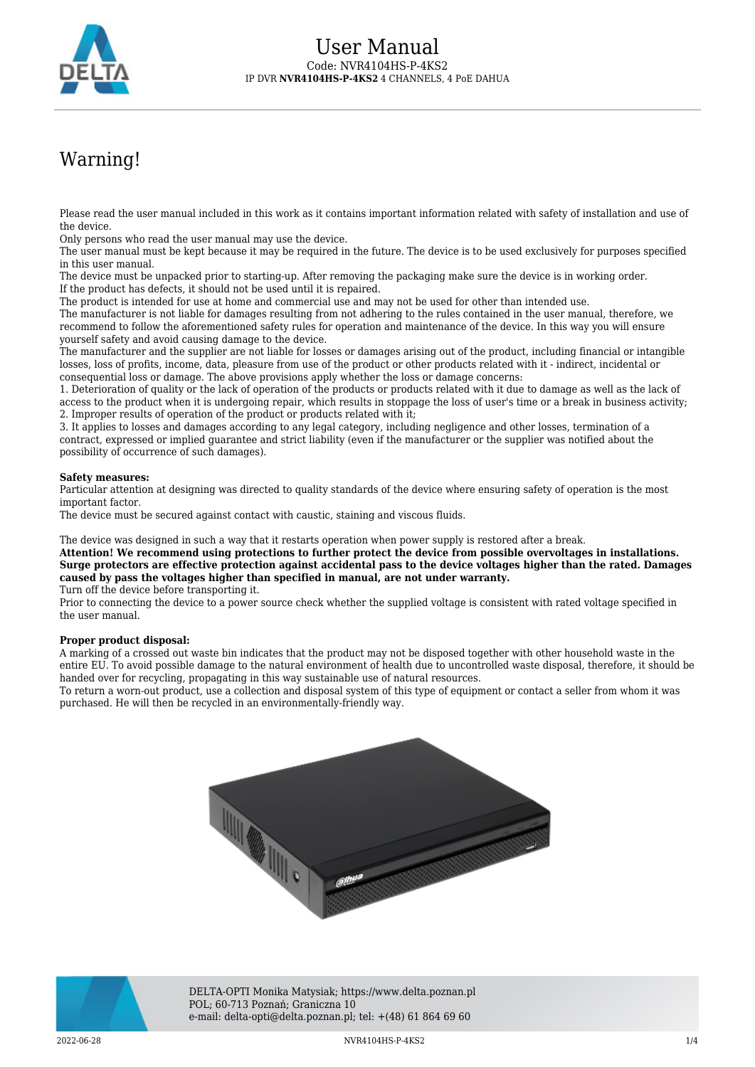# User Manual

Code: NVR4104HS-P-4KS2

IP DVR **NVR4104HS-P-4KS2** 4 CHANNELS, 4 PoE DAHUA

## Warning!

Please read the user manual included in this work as it contains important information related with safety of installation and use of the device.
Only persons who read the user manual may use the device.
The user manual must be kept because it may be required in the future. The device is to be used exclusively for purposes specified in this user manual.
The device must be unpacked prior to starting-up. After removing the packaging make sure the device is in working order.
If the product has defects, it should not be used until it is repaired.
The product is intended for use at home and commercial use and may not be used for other than intended use.
The manufacturer is not liable for damages resulting from not adhering to the rules contained in the user manual, therefore, we recommend to follow the aforementioned safety rules for operation and maintenance of the device. In this way you will ensure yourself safety and avoid causing damage to the device.
The manufacturer and the supplier are not liable for losses or damages arising out of the product, including financial or intangible losses, loss of profits, income, data, pleasure from use of the product or other products related with it - indirect, incidental or consequential loss or damage. The above provisions apply whether the loss or damage concerns:
1. Deterioration of quality or the lack of operation of the products or products related with it due to damage as well as the lack of access to the product when it is undergoing repair, which results in stoppage the loss of user's time or a break in business activity;
2. Improper results of operation of the product or products related with it;
3. It applies to losses and damages according to any legal category, including negligence and other losses, termination of a contract, expressed or implied guarantee and strict liability (even if the manufacturer or the supplier was notified about the possibility of occurrence of such damages).

**Safety measures:**
Particular attention at designing was directed to quality standards of the device where ensuring safety of operation is the most important factor.
The device must be secured against contact with caustic, staining and viscous fluids.

The device was designed in such a way that it restarts operation when power supply is restored after a break.
**Attention! We recommend using protections to further protect the device from possible overvoltages in installations. Surge protectors are effective protection against accidental pass to the device voltages higher than the rated. Damages caused by pass the voltages higher than specified in manual, are not under warranty.**
Turn off the device before transporting it.
Prior to connecting the device to a power source check whether the supplied voltage is consistent with rated voltage specified in the user manual.

**Proper product disposal:**
A marking of a crossed out waste bin indicates that the product may not be disposed together with other household waste in the entire EU. To avoid possible damage to the natural environment of health due to uncontrolled waste disposal, therefore, it should be handed over for recycling, propagating in this way sustainable use of natural resources.
To return a worn-out product, use a collection and disposal system of this type of equipment or contact a seller from whom it was purchased. He will then be recycled in an environmentally-friendly way.

DELTA-OPTI Monika Matysiak; https://www.delta.poznan.pl
POL; 60-713 Poznań; Graniczna 10
e-mail: delta-opti@delta.poznan.pl; tel: +(48) 61 864 69 60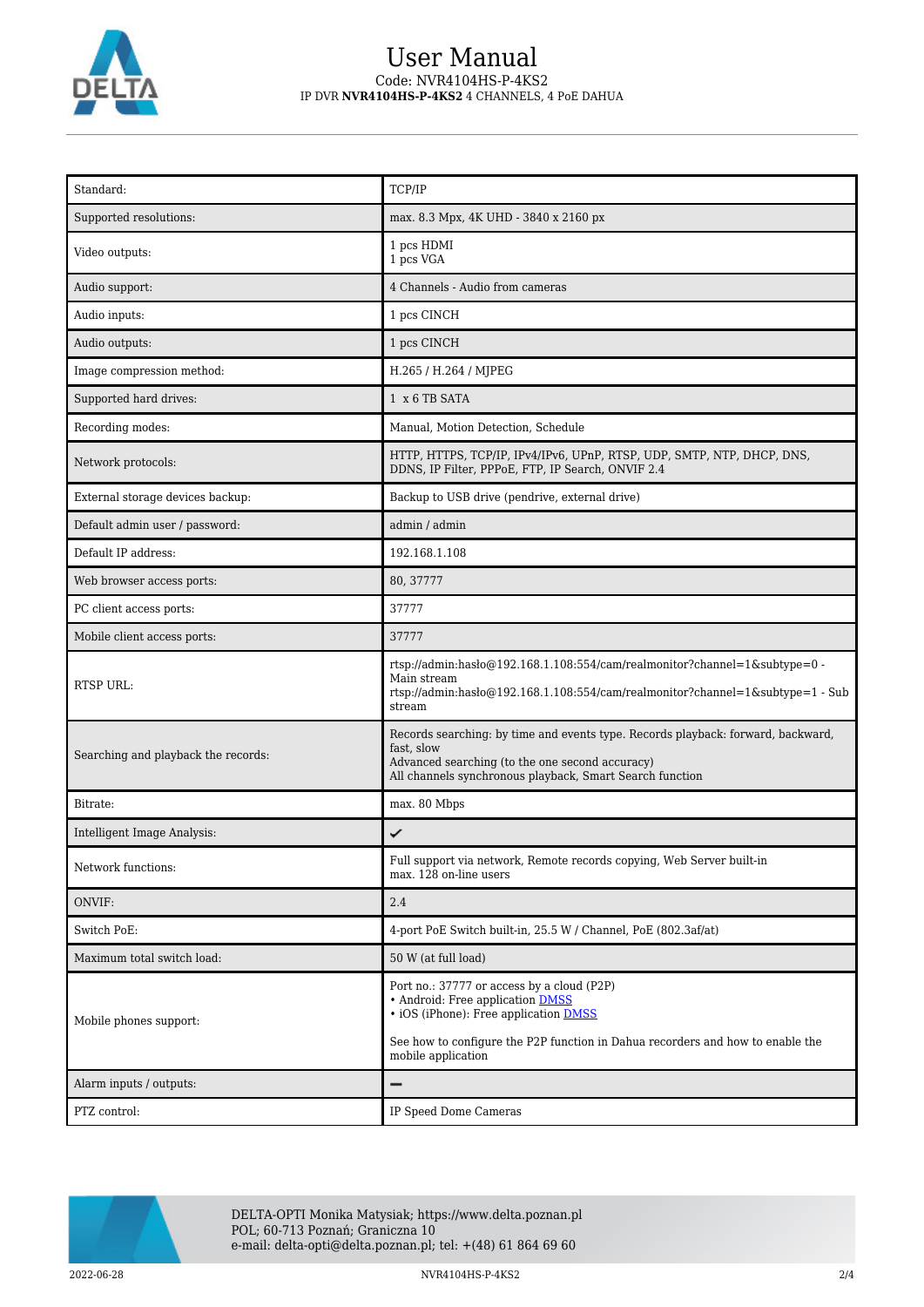# User Manual

Code: NVR4104HS-P-4KS2

IP DVR **NVR4104HS-P-4KS2** 4 CHANNELS, 4 PoE DAHUA

| | |
|---|---|
| Standard: | TCP/IP |
| Supported resolutions: | max. 8.3 Mpx, 4K UHD - 3840 x 2160 px |
| Video outputs: | 1 pcs HDMI<br>1 pcs VGA |
| Audio support: | 4 Channels - Audio from cameras |
| Audio inputs: | 1 pcs CINCH |
| Audio outputs: | 1 pcs CINCH |
| Image compression method: | H.265 / H.264 / MJPEG |
| Supported hard drives: | 1 x 6 TB SATA |
| Recording modes: | Manual, Motion Detection, Schedule |
| Network protocols: | HTTP, HTTPS, TCP/IP, IPv4/IPv6, UPnP, RTSP, UDP, SMTP, NTP, DHCP, DNS, DDNS, IP Filter, PPPoE, FTP, IP Search, ONVIF 2.4 |
| External storage devices backup: | Backup to USB drive (pendrive, external drive) |
| Default admin user / password: | admin / admin |
| Default IP address: | 192.168.1.108 |
| Web browser access ports: | 80, 37777 |
| PC client access ports: | 37777 |
| Mobile client access ports: | 37777 |
| RTSP URL: | rtsp://admin:hasło@192.168.1.108:554/cam/realmonitor?channel=1&subtype=0 - Main stream<br>rtsp://admin:hasło@192.168.1.108:554/cam/realmonitor?channel=1&subtype=1 - Sub stream |
| Searching and playback the records: | Records searching: by time and events type. Records playback: forward, backward, fast, slow<br>Advanced searching (to the one second accuracy)<br>All channels synchronous playback, Smart Search function |
| Bitrate: | max. 80 Mbps |
| Intelligent Image Analysis: | ✔ |
| Network functions: | Full support via network, Remote records copying, Web Server built-in<br>max. 128 on-line users |
| ONVIF: | 2.4 |
| Switch PoE: | 4-port PoE Switch built-in, 25.5 W / Channel, PoE (802.3af/at) |
| Maximum total switch load: | 50 W (at full load) |
| Mobile phones support: | Port no.: 37777 or access by a cloud (P2P)<br>• Android: Free application DMSS<br>• iOS (iPhone): Free application DMSS<br><br>See how to configure the P2P function in Dahua recorders and how to enable the mobile application |
| Alarm inputs / outputs: | – |
| PTZ control: | IP Speed Dome Cameras |

DELTA-OPTI Monika Matysiak; https://www.delta.poznan.pl
POL; 60-713 Poznań; Graniczna 10
e-mail: delta-opti@delta.poznan.pl; tel: +(48) 61 864 69 60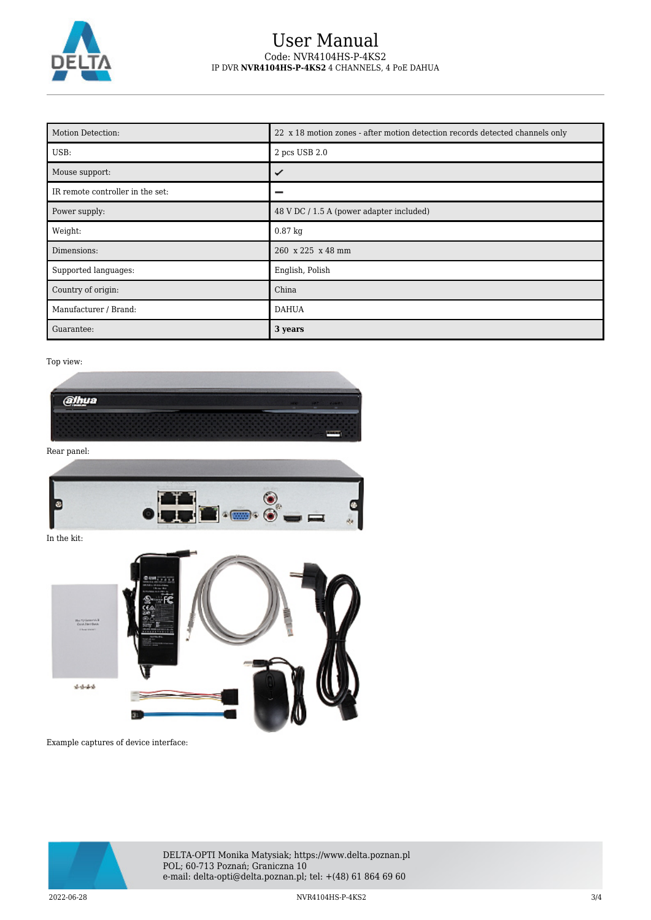| Motion Detection: | 22 x 18 motion zones - after motion detection records detected channels only |
|---|---|
| USB: | 2 pcs USB 2.0 |
| Mouse support: | ✔ |
| IR remote controller in the set: | – |
| Power supply: | 48 V DC / 1.5 A (power adapter included) |
| Weight: | 0.87 kg |
| Dimensions: | 260 x 225 x 48 mm |
| Supported languages: | English, Polish |
| Country of origin: | China |
| Manufacturer / Brand: | DAHUA |
| Guarantee: | **3 years** |

Top view:

Rear panel:

In the kit:

Example captures of device interface:

DELTA-OPTI Monika Matysiak; https://www.delta.poznan.pl
POL; 60-713 Poznań; Graniczna 10
e-mail: delta-opti@delta.poznan.pl; tel: +(48) 61 864 69 60